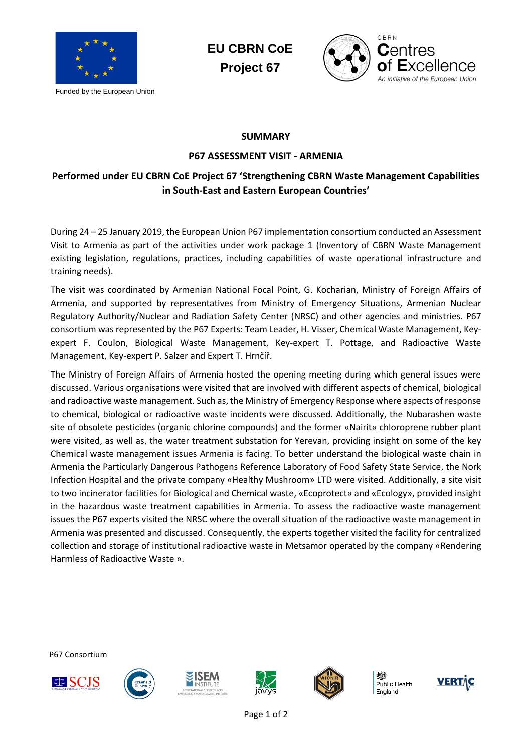Funded by the European Union

**EU CBRN CoE**
**Project 67**

CBRN Centres of Excellence
*An initiative of the European Union*

# SUMMARY

## P67 ASSESSMENT VISIT - ARMENIA

### Performed under EU CBRN CoE Project 67 'Strengthening CBRN Waste Management Capabilities in South-East and Eastern European Countries'

During 24 – 25 January 2019, the European Union P67 implementation consortium conducted an Assessment Visit to Armenia as part of the activities under work package 1 (Inventory of CBRN Waste Management existing legislation, regulations, practices, including capabilities of waste operational infrastructure and training needs).

The visit was coordinated by Armenian National Focal Point, G. Kocharian, Ministry of Foreign Affairs of Armenia, and supported by representatives from Ministry of Emergency Situations, Armenian Nuclear Regulatory Authority/Nuclear and Radiation Safety Center (NRSC) and other agencies and ministries. P67 consortium was represented by the P67 Experts: Team Leader, H. Visser, Chemical Waste Management, Key-expert F. Coulon, Biological Waste Management, Key-expert T. Pottage, and Radioactive Waste Management, Key-expert P. Salzer and Expert T. Hrnčíř.

The Ministry of Foreign Affairs of Armenia hosted the opening meeting during which general issues were discussed. Various organisations were visited that are involved with different aspects of chemical, biological and radioactive waste management. Such as, the Ministry of Emergency Response where aspects of response to chemical, biological or radioactive waste incidents were discussed. Additionally, the Nubarashen waste site of obsolete pesticides (organic chlorine compounds) and the former «Nairit» chloroprene rubber plant were visited, as well as, the water treatment substation for Yerevan, providing insight on some of the key Chemical waste management issues Armenia is facing. To better understand the biological waste chain in Armenia the Particularly Dangerous Pathogens Reference Laboratory of Food Safety State Service, the Nork Infection Hospital and the private company «Healthy Mushroom» LTD were visited. Additionally, a site visit to two incinerator facilities for Biological and Chemical waste, «Ecoprotect» and «Ecology», provided insight in the hazardous waste treatment capabilities in Armenia. To assess the radioactive waste management issues the P67 experts visited the NRSC where the overall situation of the radioactive waste management in Armenia was presented and discussed. Consequently, the experts together visited the facility for centralized collection and storage of institutional radioactive waste in Metsamor operated by the company «Rendering Harmless of Radioactive Waste ».

P67 Consortium

SCJS, Cranfield University, ISEM Institute, javys, WIChiR, Public Health England, VERTIC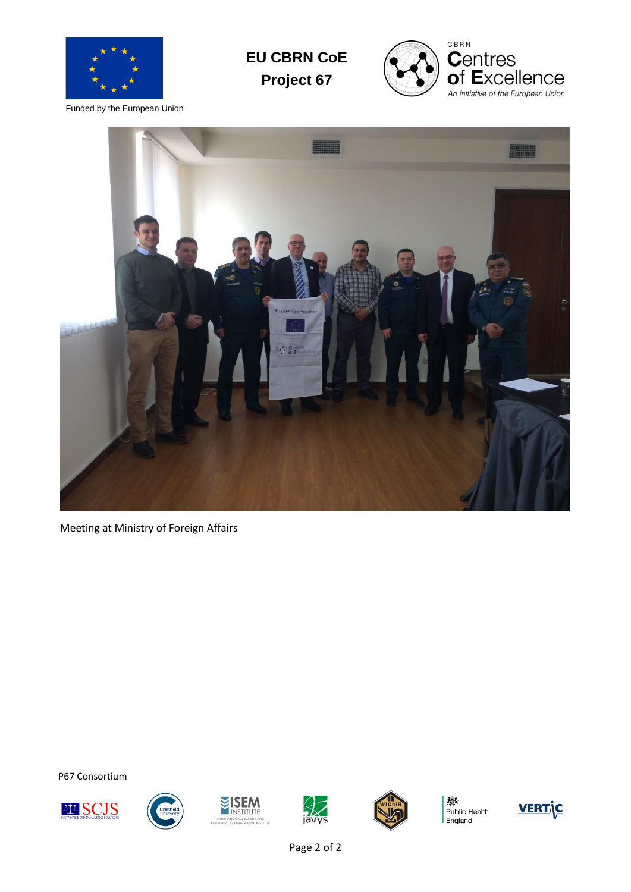Funded by the European Union

**EU CBRN CoE**
**Project 67**

Meeting at Ministry of Foreign Affairs

P67 Consortium